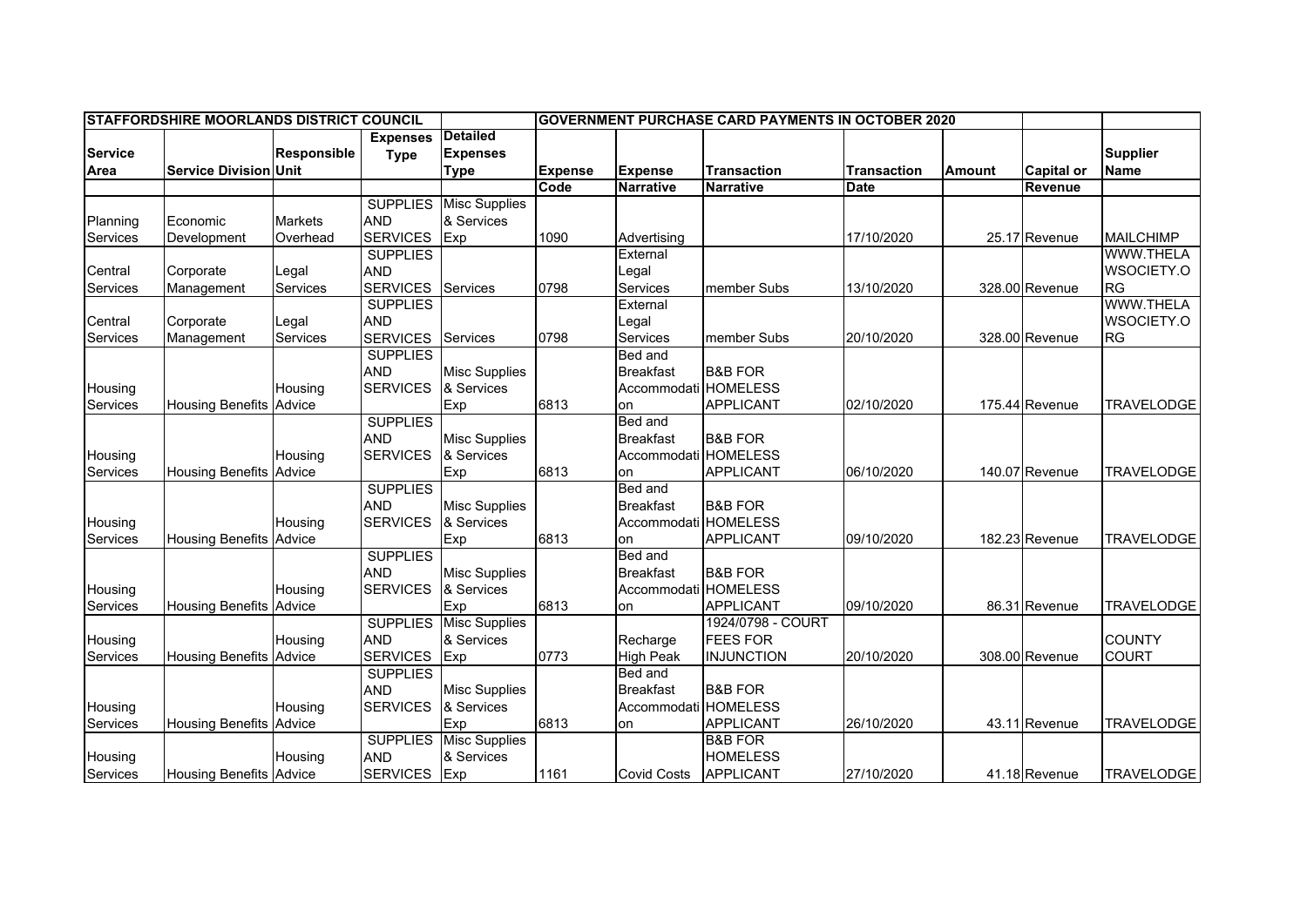| STAFFORDSHIRE MOORLANDS DISTRICT COUNCIL | | | | | GOVERNMENT PURCHASE CARD PAYMENTS IN OCTOBER 2020 | | | | | | |
|---|---|---|---|---|---|---|---|---|---|---|---|
| Service Area | Service Division | Responsible Unit | Expenses Type | Detailed Expenses Type | Expense Code | Expense Narrative | Transaction Narrative | Transaction Date | Amount | Capital or Revenue | Supplier Name |
| Planning Services | Economic Development | Markets Overhead | SUPPLIES AND SERVICES | Misc Supplies & Services Exp | 1090 | Advertising | | 17/10/2020 | 25.17 | Revenue | MAILCHIMP |
| Central Services | Corporate Management | Legal Services | SUPPLIES AND SERVICES | Services | 0798 | External Legal Services | member Subs | 13/10/2020 | 328.00 | Revenue | WWW.THELAWSOCIETY.ORG |
| Central Services | Corporate Management | Legal Services | SUPPLIES AND SERVICES | Services | 0798 | External Legal Services | member Subs | 20/10/2020 | 328.00 | Revenue | WWW.THELAWSOCIETY.ORG |
| Housing Services | Housing Benefits | Housing Advice | SUPPLIES AND SERVICES | Misc Supplies & Services Exp | 6813 | Bed and Breakfast Accommodation | B&B FOR HOMELESS APPLICANT | 02/10/2020 | 175.44 | Revenue | TRAVELODGE |
| Housing Services | Housing Benefits | Housing Advice | SUPPLIES AND SERVICES | Misc Supplies & Services Exp | 6813 | Bed and Breakfast Accommodation | B&B FOR HOMELESS APPLICANT | 06/10/2020 | 140.07 | Revenue | TRAVELODGE |
| Housing Services | Housing Benefits | Housing Advice | SUPPLIES AND SERVICES | Misc Supplies & Services Exp | 6813 | Bed and Breakfast Accommodation | B&B FOR HOMELESS APPLICANT | 09/10/2020 | 182.23 | Revenue | TRAVELODGE |
| Housing Services | Housing Benefits | Housing Advice | SUPPLIES AND SERVICES | Misc Supplies & Services Exp | 6813 | Bed and Breakfast Accommodation | B&B FOR HOMELESS APPLICANT | 09/10/2020 | 86.31 | Revenue | TRAVELODGE |
| Housing Services | Housing Benefits | Housing Advice | SUPPLIES AND SERVICES | Misc Supplies & Services Exp | 0773 | Recharge High Peak | 1924/0798 - COURT FEES FOR INJUNCTION | 20/10/2020 | 308.00 | Revenue | COUNTY COURT |
| Housing Services | Housing Benefits | Housing Advice | SUPPLIES AND SERVICES | Misc Supplies & Services Exp | 6813 | Bed and Breakfast Accommodation | B&B FOR HOMELESS APPLICANT | 26/10/2020 | 43.11 | Revenue | TRAVELODGE |
| Housing Services | Housing Benefits | Housing Advice | SUPPLIES AND SERVICES | Misc Supplies & Services Exp | 1161 | Covid Costs | B&B FOR HOMELESS APPLICANT | 27/10/2020 | 41.18 | Revenue | TRAVELODGE |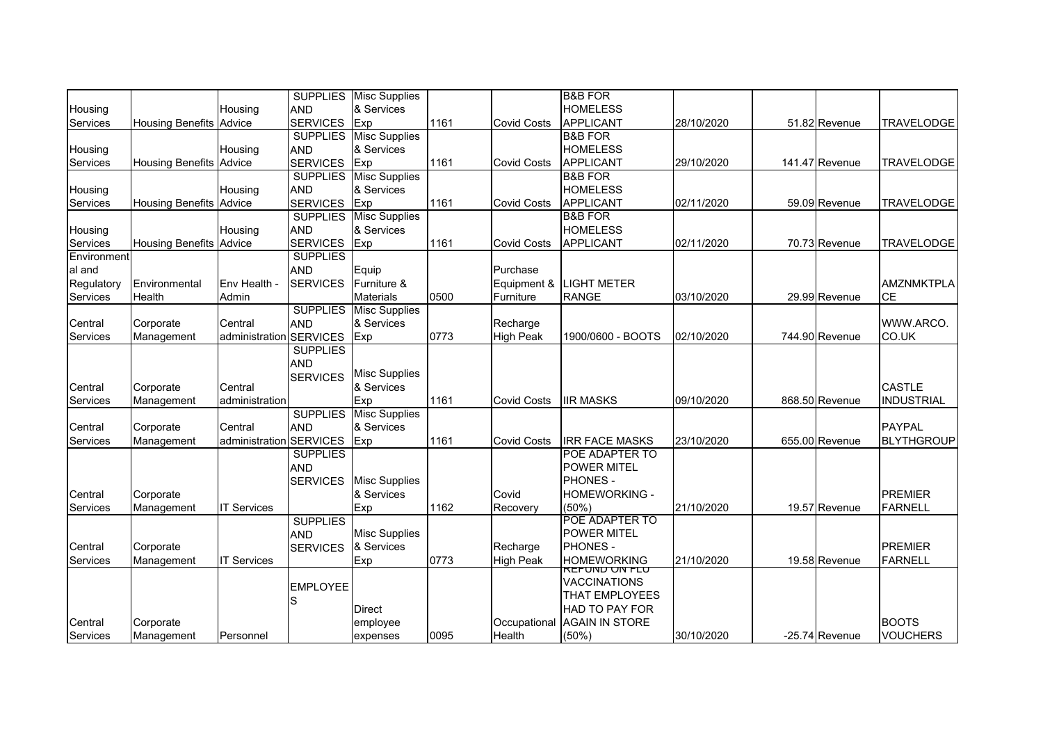| | | | | | | | | | | | |
|---|---|---|---|---|---|---|---|---|---|---|---|
| Housing Services | Housing Benefits | Housing Advice | SUPPLIES AND SERVICES | Misc Supplies & Services Exp | 1161 | Covid Costs | B&B FOR HOMELESS APPLICANT | 28/10/2020 | 51.82 | Revenue | TRAVELODGE |
| Housing Services | Housing Benefits | Housing Advice | SUPPLIES AND SERVICES | Misc Supplies & Services Exp | 1161 | Covid Costs | B&B FOR HOMELESS APPLICANT | 29/10/2020 | 141.47 | Revenue | TRAVELODGE |
| Housing Services | Housing Benefits | Housing Advice | SUPPLIES AND SERVICES | Misc Supplies & Services Exp | 1161 | Covid Costs | B&B FOR HOMELESS APPLICANT | 02/11/2020 | 59.09 | Revenue | TRAVELODGE |
| Housing Services | Housing Benefits | Housing Advice | SUPPLIES AND SERVICES | Misc Supplies & Services Exp | 1161 | Covid Costs | B&B FOR HOMELESS APPLICANT | 02/11/2020 | 70.73 | Revenue | TRAVELODGE |
| Environmental and Regulatory Services | Environmental Health | Env Health - Admin | SUPPLIES AND SERVICES | Equip Furniture & Materials | 0500 | Purchase Equipment & Furniture | LIGHT METER RANGE | 03/10/2020 | 29.99 | Revenue | AMZNMKTPLACE |
| Central Services | Corporate Management | Central administration | SUPPLIES AND SERVICES | Misc Supplies & Services Exp | 0773 | Recharge High Peak | 1900/0600 - BOOTS | 02/10/2020 | 744.90 | Revenue | WWW.ARCO.CO.UK |
| Central Services | Corporate Management | Central administration | SUPPLIES AND SERVICES | Misc Supplies & Services Exp | 1161 | Covid Costs | IIR MASKS | 09/10/2020 | 868.50 | Revenue | CASTLE INDUSTRIAL |
| Central Services | Corporate Management | Central administration | SUPPLIES AND SERVICES | Misc Supplies & Services Exp | 1161 | Covid Costs | IRR FACE MASKS | 23/10/2020 | 655.00 | Revenue | PAYPAL BLYTHGROUP |
| Central Services | Corporate Management | IT Services | SUPPLIES AND SERVICES | Misc Supplies & Services Exp | 1162 | Covid Recovery | POE ADAPTER TO POWER MITEL PHONES - HOMEWORKING - (50%) | 21/10/2020 | 19.57 | Revenue | PREMIER FARNELL |
| Central Services | Corporate Management | IT Services | SUPPLIES AND SERVICES | Misc Supplies & Services Exp | 0773 | Recharge High Peak | POE ADAPTER TO POWER MITEL PHONES - HOMEWORKING | 21/10/2020 | 19.58 | Revenue | PREMIER FARNELL |
| Central Services | Corporate Management | Personnel | EMPLOYEES | Direct employee expenses | 0095 | Occupational Health | REFUND ON FLU VACCINATIONS THAT EMPLOYEES HAD TO PAY FOR AGAIN IN STORE (50%) | 30/10/2020 | -25.74 | Revenue | BOOTS VOUCHERS |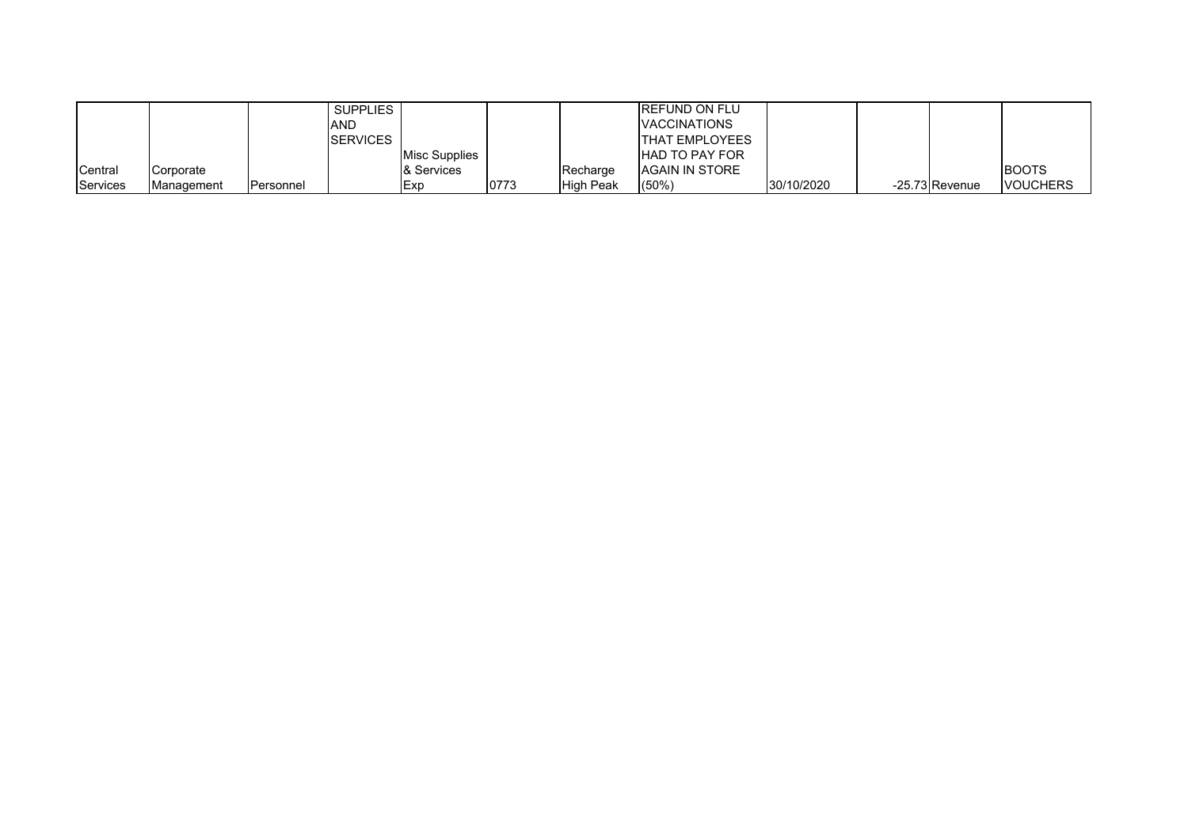| | | | | | | | | | | | |
|---|---|---|---|---|---|---|---|---|---|---|---|
| Central Services | Corporate Management | Personnel | SUPPLIES AND SERVICES | Misc Supplies & Services Exp | 0773 | Recharge High Peak | REFUND ON FLU VACCINATIONS THAT EMPLOYEES HAD TO PAY FOR AGAIN IN STORE (50%) | 30/10/2020 | -25.73 | Revenue | BOOTS VOUCHERS |